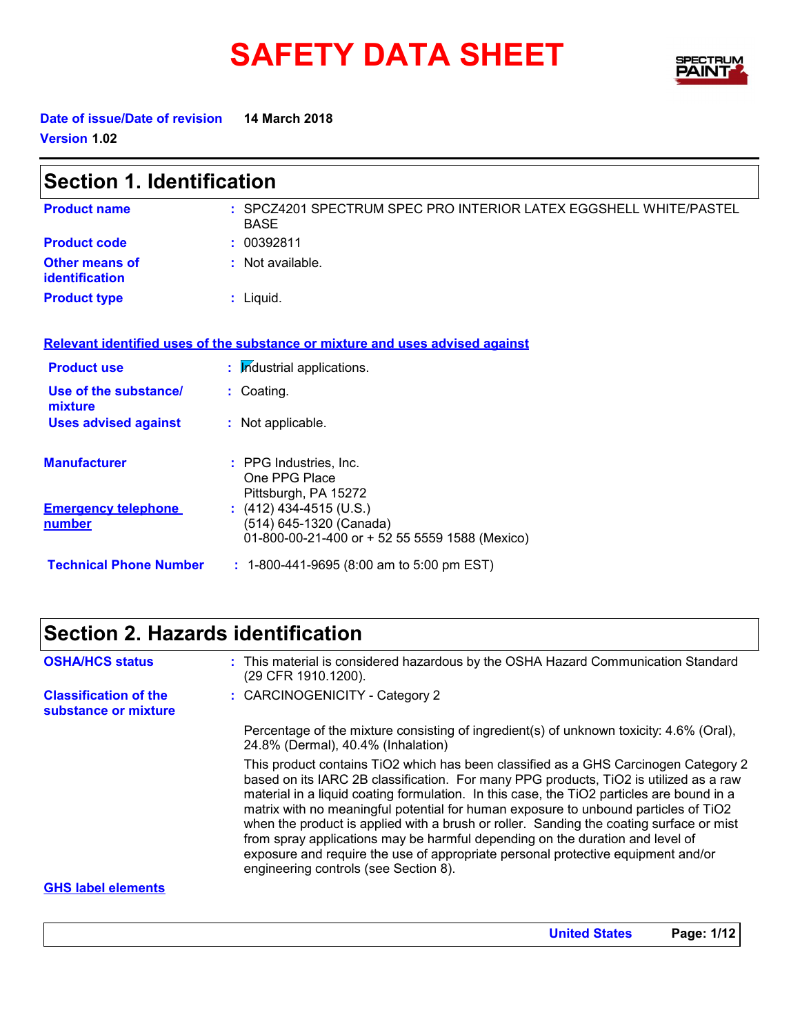# SAFETY DATA SHEET

**Date of issue/Date of revision** 14 March 2018

**Version** 1.02

## Section 1. Identification

| | |
|---|---|
| **Product name** | : SPCZ4201 SPECTRUM SPEC PRO INTERIOR LATEX EGGSHELL WHITE/PASTEL BASE |
| **Product code** | : 00392811 |
| **Other means of identification** | : Not available. |
| **Product type** | : Liquid. |

**Relevant identified uses of the substance or mixture and uses advised against**

| | |
|---|---|
| **Product use** | : Industrial applications. |
| **Use of the substance/ mixture** | : Coating. |
| **Uses advised against** | : Not applicable. |

| | |
|---|---|
| **Manufacturer** | : PPG Industries, Inc.<br>One PPG Place<br>Pittsburgh, PA 15272 |
| **Emergency telephone number** | : (412) 434-4515 (U.S.)<br>(514) 645-1320 (Canada)<br>01-800-00-21-400 or + 52 55 5559 1588 (Mexico) |
| **Technical Phone Number** | : 1-800-441-9695 (8:00 am to 5:00 pm EST) |

## Section 2. Hazards identification

| | |
|---|---|
| **OSHA/HCS status** | : This material is considered hazardous by the OSHA Hazard Communication Standard (29 CFR 1910.1200). |
| **Classification of the substance or mixture** | : CARCINOGENICITY - Category 2 |

Percentage of the mixture consisting of ingredient(s) of unknown toxicity: 4.6% (Oral), 24.8% (Dermal), 40.4% (Inhalation)

This product contains $TiO_2$ which has been classified as a GHS Carcinogen Category 2 based on its IARC 2B classification. For many PPG products, $TiO_2$ is utilized as a raw material in a liquid coating formulation. In this case, the $TiO_2$ particles are bound in a matrix with no meaningful potential for human exposure to unbound particles of $TiO_2$ when the product is applied with a brush or roller. Sanding the coating surface or mist from spray applications may be harmful depending on the duration and level of exposure and require the use of appropriate personal protective equipment and/or engineering controls (see Section 8).

**GHS label elements**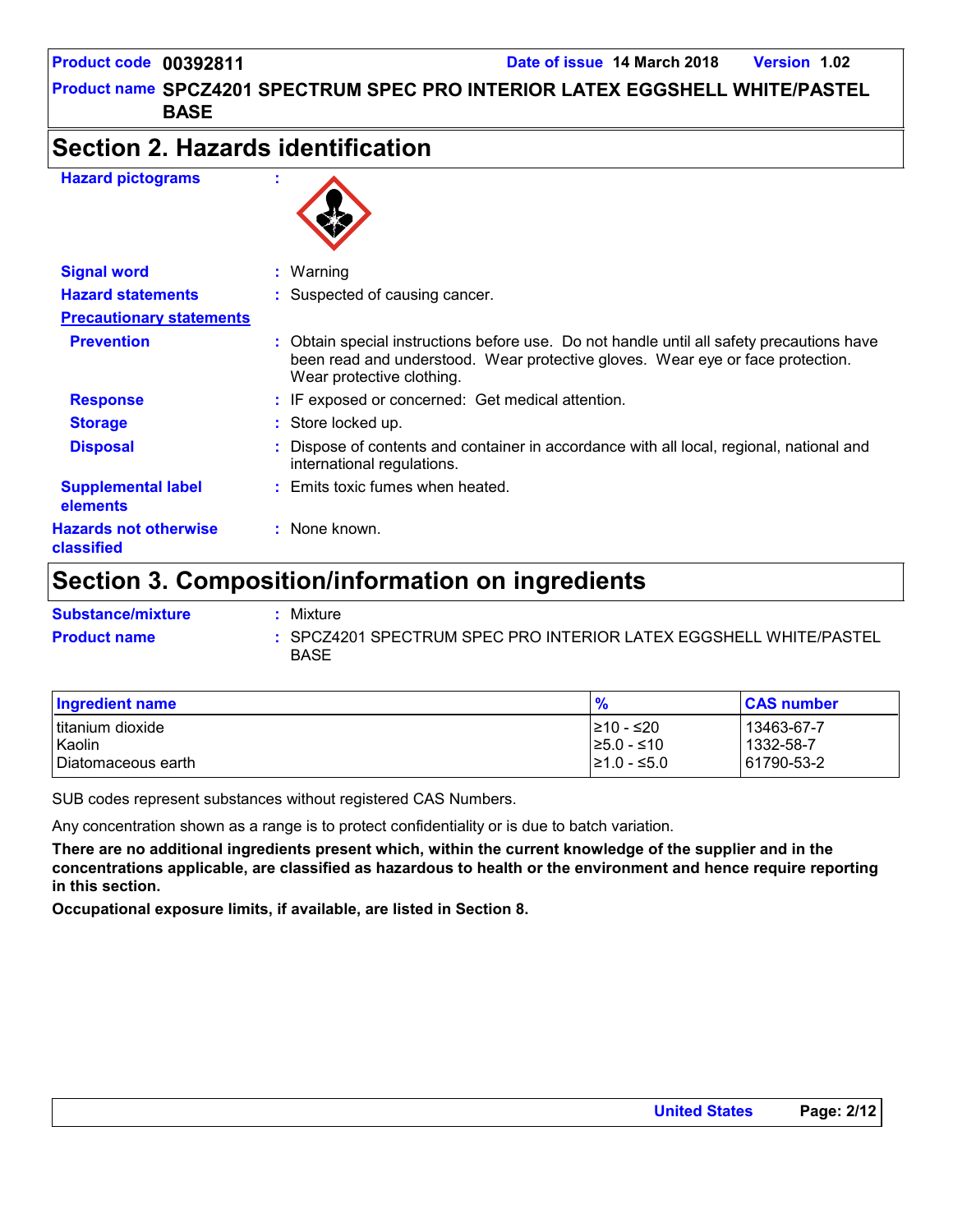## Section 2. Hazards identification

**Hazard pictograms** :

**Signal word** : Warning

**Hazard statements** : Suspected of causing cancer.

**Precautionary statements**

**Prevention** : Obtain special instructions before use. Do not handle until all safety precautions have been read and understood. Wear protective gloves. Wear eye or face protection. Wear protective clothing.

**Response** : IF exposed or concerned: Get medical attention.

**Storage** : Store locked up.

**Disposal** : Dispose of contents and container in accordance with all local, regional, national and international regulations.

**Supplemental label elements** : Emits toxic fumes when heated.

**Hazards not otherwise classified** : None known.

## Section 3. Composition/information on ingredients

**Substance/mixture** : Mixture

**Product name** : SPCZ4201 SPECTRUM SPEC PRO INTERIOR LATEX EGGSHELL WHITE/PASTEL BASE

| Ingredient name | % | CAS number |
|---|---|---|
| titanium dioxide | ≥10 - ≤20 | 13463-67-7 |
| Kaolin | ≥5.0 - ≤10 | 1332-58-7 |
| Diatomaceous earth | ≥1.0 - ≤5.0 | 61790-53-2 |

SUB codes represent substances without registered CAS Numbers.

Any concentration shown as a range is to protect confidentiality or is due to batch variation.

**There are no additional ingredients present which, within the current knowledge of the supplier and in the concentrations applicable, are classified as hazardous to health or the environment and hence require reporting in this section.**

**Occupational exposure limits, if available, are listed in Section 8.**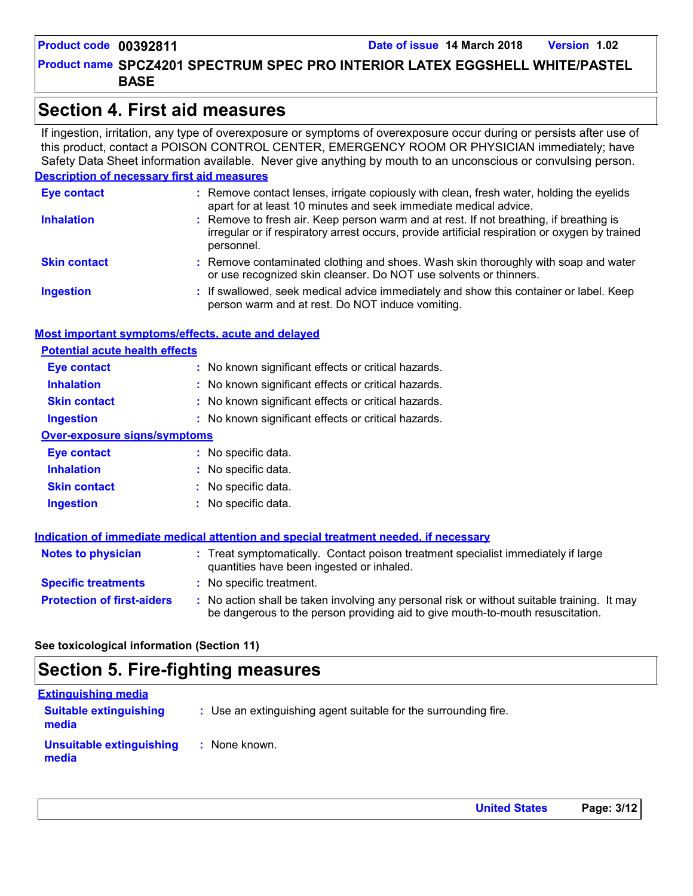## Section 4. First aid measures

If ingestion, irritation, any type of overexposure or symptoms of overexposure occur during or persists after use of this product, contact a POISON CONTROL CENTER, EMERGENCY ROOM OR PHYSICIAN immediately; have Safety Data Sheet information available. Never give anything by mouth to an unconscious or convulsing person.

### Description of necessary first aid measures

| | |
|---|---|
| **Eye contact** | : Remove contact lenses, irrigate copiously with clean, fresh water, holding the eyelids apart for at least 10 minutes and seek immediate medical advice. |
| **Inhalation** | : Remove to fresh air. Keep person warm and at rest. If not breathing, if breathing is irregular or if respiratory arrest occurs, provide artificial respiration or oxygen by trained personnel. |
| **Skin contact** | : Remove contaminated clothing and shoes. Wash skin thoroughly with soap and water or use recognized skin cleanser. Do NOT use solvents or thinners. |
| **Ingestion** | : If swallowed, seek medical advice immediately and show this container or label. Keep person warm and at rest. Do NOT induce vomiting. |

### Most important symptoms/effects, acute and delayed

#### Potential acute health effects

| | |
|---|---|
| **Eye contact** | : No known significant effects or critical hazards. |
| **Inhalation** | : No known significant effects or critical hazards. |
| **Skin contact** | : No known significant effects or critical hazards. |
| **Ingestion** | : No known significant effects or critical hazards. |

#### Over-exposure signs/symptoms

| | |
|---|---|
| **Eye contact** | : No specific data. |
| **Inhalation** | : No specific data. |
| **Skin contact** | : No specific data. |
| **Ingestion** | : No specific data. |

### Indication of immediate medical attention and special treatment needed, if necessary

| | |
|---|---|
| **Notes to physician** | : Treat symptomatically. Contact poison treatment specialist immediately if large quantities have been ingested or inhaled. |
| **Specific treatments** | : No specific treatment. |
| **Protection of first-aiders** | : No action shall be taken involving any personal risk or without suitable training. It may be dangerous to the person providing aid to give mouth-to-mouth resuscitation. |

**See toxicological information (Section 11)**

## Section 5. Fire-fighting measures

### Extinguishing media

| | |
|---|---|
| **Suitable extinguishing media** | : Use an extinguishing agent suitable for the surrounding fire. |
| **Unsuitable extinguishing media** | : None known. |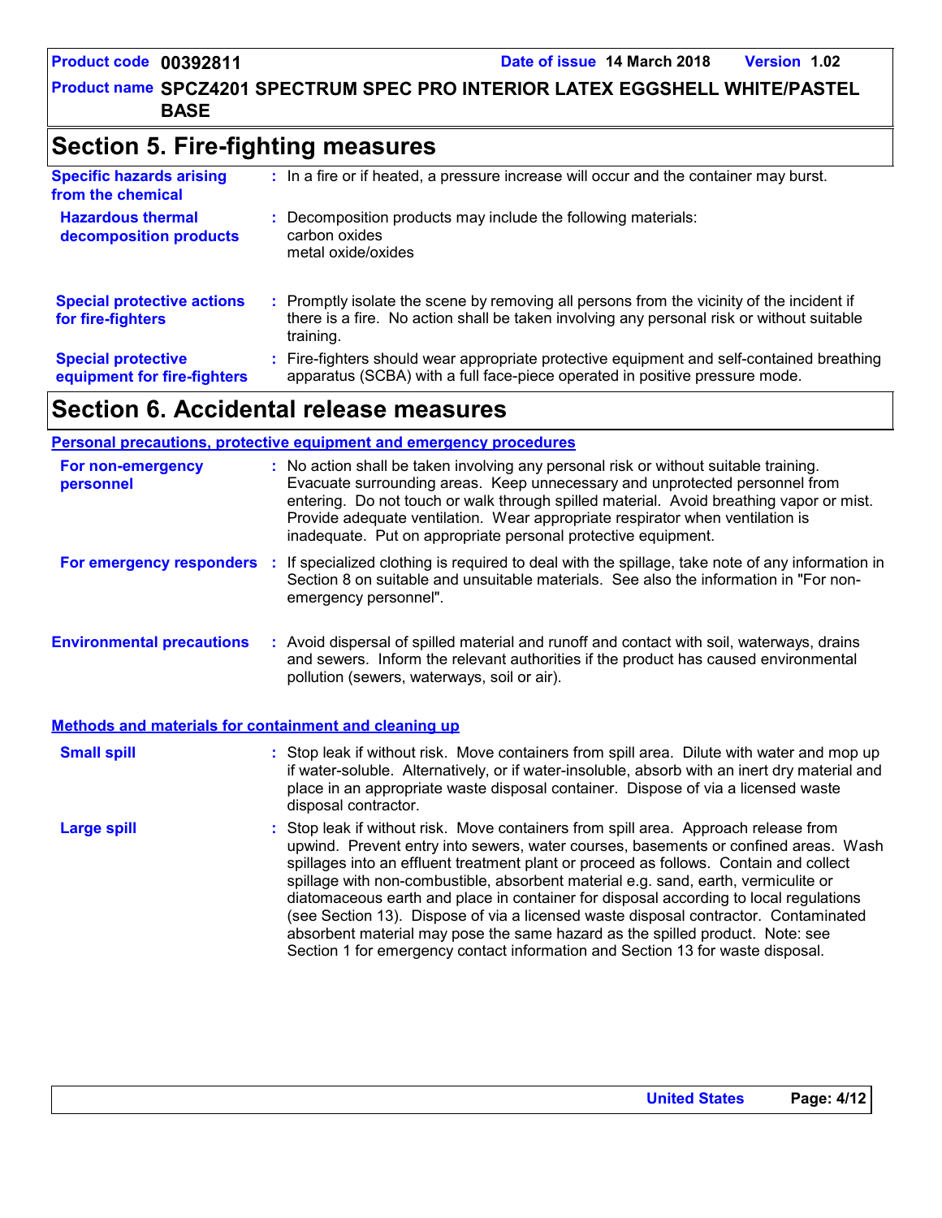## Section 5. Fire-fighting measures

**Specific hazards arising from the chemical** : In a fire or if heated, a pressure increase will occur and the container may burst.

**Hazardous thermal decomposition products** : Decomposition products may include the following materials:
carbon oxides
metal oxide/oxides

**Special protective actions for fire-fighters** : Promptly isolate the scene by removing all persons from the vicinity of the incident if there is a fire. No action shall be taken involving any personal risk or without suitable training.

**Special protective equipment for fire-fighters** : Fire-fighters should wear appropriate protective equipment and self-contained breathing apparatus (SCBA) with a full face-piece operated in positive pressure mode.

## Section 6. Accidental release measures

### Personal precautions, protective equipment and emergency procedures

**For non-emergency personnel** : No action shall be taken involving any personal risk or without suitable training. Evacuate surrounding areas. Keep unnecessary and unprotected personnel from entering. Do not touch or walk through spilled material. Avoid breathing vapor or mist. Provide adequate ventilation. Wear appropriate respirator when ventilation is inadequate. Put on appropriate personal protective equipment.

**For emergency responders** : If specialized clothing is required to deal with the spillage, take note of any information in Section 8 on suitable and unsuitable materials. See also the information in "For non-emergency personnel".

**Environmental precautions** : Avoid dispersal of spilled material and runoff and contact with soil, waterways, drains and sewers. Inform the relevant authorities if the product has caused environmental pollution (sewers, waterways, soil or air).

### Methods and materials for containment and cleaning up

**Small spill** : Stop leak if without risk. Move containers from spill area. Dilute with water and mop up if water-soluble. Alternatively, or if water-insoluble, absorb with an inert dry material and place in an appropriate waste disposal container. Dispose of via a licensed waste disposal contractor.

**Large spill** : Stop leak if without risk. Move containers from spill area. Approach release from upwind. Prevent entry into sewers, water courses, basements or confined areas. Wash spillages into an effluent treatment plant or proceed as follows. Contain and collect spillage with non-combustible, absorbent material e.g. sand, earth, vermiculite or diatomaceous earth and place in container for disposal according to local regulations (see Section 13). Dispose of via a licensed waste disposal contractor. Contaminated absorbent material may pose the same hazard as the spilled product. Note: see Section 1 for emergency contact information and Section 13 for waste disposal.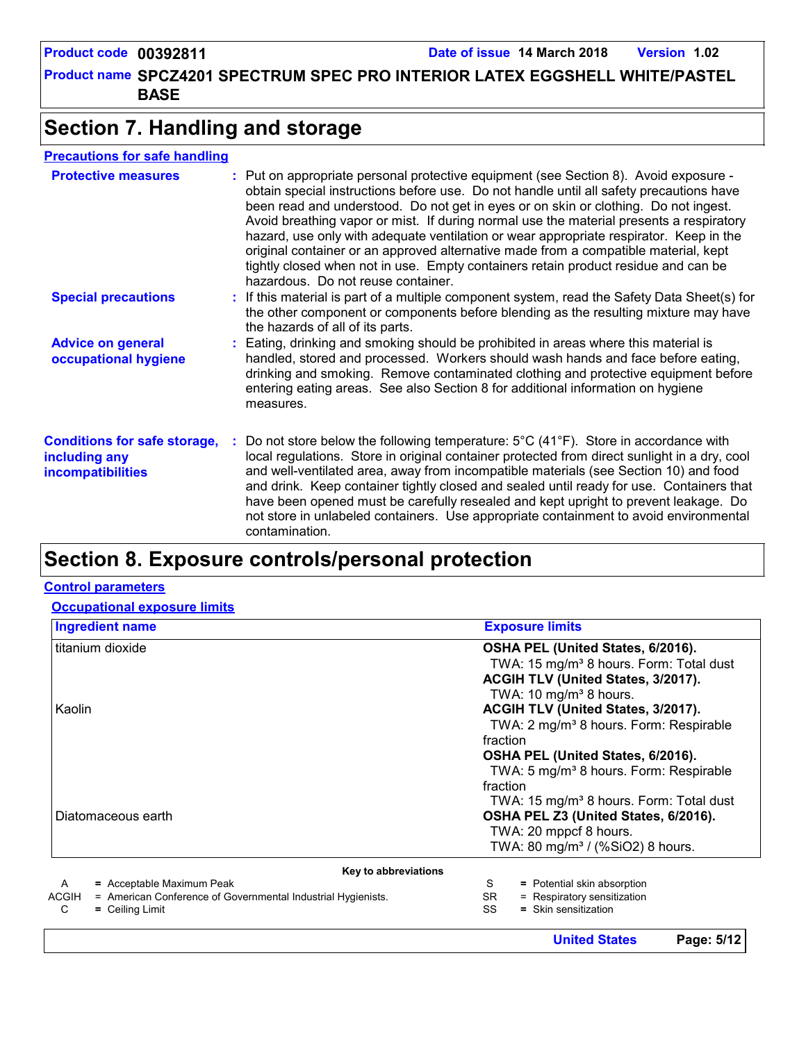# Section 7. Handling and storage

**Precautions for safe handling**

**Protective measures** : Put on appropriate personal protective equipment (see Section 8). Avoid exposure - obtain special instructions before use. Do not handle until all safety precautions have been read and understood. Do not get in eyes or on skin or clothing. Do not ingest. Avoid breathing vapor or mist. If during normal use the material presents a respiratory hazard, use only with adequate ventilation or wear appropriate respirator. Keep in the original container or an approved alternative made from a compatible material, kept tightly closed when not in use. Empty containers retain product residue and can be hazardous. Do not reuse container.

**Special precautions** : If this material is part of a multiple component system, read the Safety Data Sheet(s) for the other component or components before blending as the resulting mixture may have the hazards of all of its parts.

**Advice on general occupational hygiene** : Eating, drinking and smoking should be prohibited in areas where this material is handled, stored and processed. Workers should wash hands and face before eating, drinking and smoking. Remove contaminated clothing and protective equipment before entering eating areas. See also Section 8 for additional information on hygiene measures.

**Conditions for safe storage, including any incompatibilities** : Do not store below the following temperature: 5°C (41°F). Store in accordance with local regulations. Store in original container protected from direct sunlight in a dry, cool and well-ventilated area, away from incompatible materials (see Section 10) and food and drink. Keep container tightly closed and sealed until ready for use. Containers that have been opened must be carefully resealed and kept upright to prevent leakage. Do not store in unlabeled containers. Use appropriate containment to avoid environmental contamination.

# Section 8. Exposure controls/personal protection

**Control parameters**

**Occupational exposure limits**

| Ingredient name | Exposure limits |
|---|---|
| titanium dioxide | **OSHA PEL (United States, 6/2016).**<br>TWA: 15 mg/m³ 8 hours. Form: Total dust<br>**ACGIH TLV (United States, 3/2017).**<br>TWA: 10 mg/m³ 8 hours. |
| Kaolin | **ACGIH TLV (United States, 3/2017).**<br>TWA: 2 mg/m³ 8 hours. Form: Respirable fraction<br>**OSHA PEL (United States, 6/2016).**<br>TWA: 5 mg/m³ 8 hours. Form: Respirable fraction<br>TWA: 15 mg/m³ 8 hours. Form: Total dust |
| Diatomaceous earth | **OSHA PEL Z3 (United States, 6/2016).**<br>TWA: 20 mppcf 8 hours.<br>TWA: 80 mg/m³ / (%SiO2) 8 hours. |

**Key to abbreviations**

| | | | |
|---|---|---|---|
| A | = Acceptable Maximum Peak | S | = Potential skin absorption |
| ACGIH | = American Conference of Governmental Industrial Hygienists. | SR | = Respiratory sensitization |
| C | = Ceiling Limit | SS | = Skin sensitization |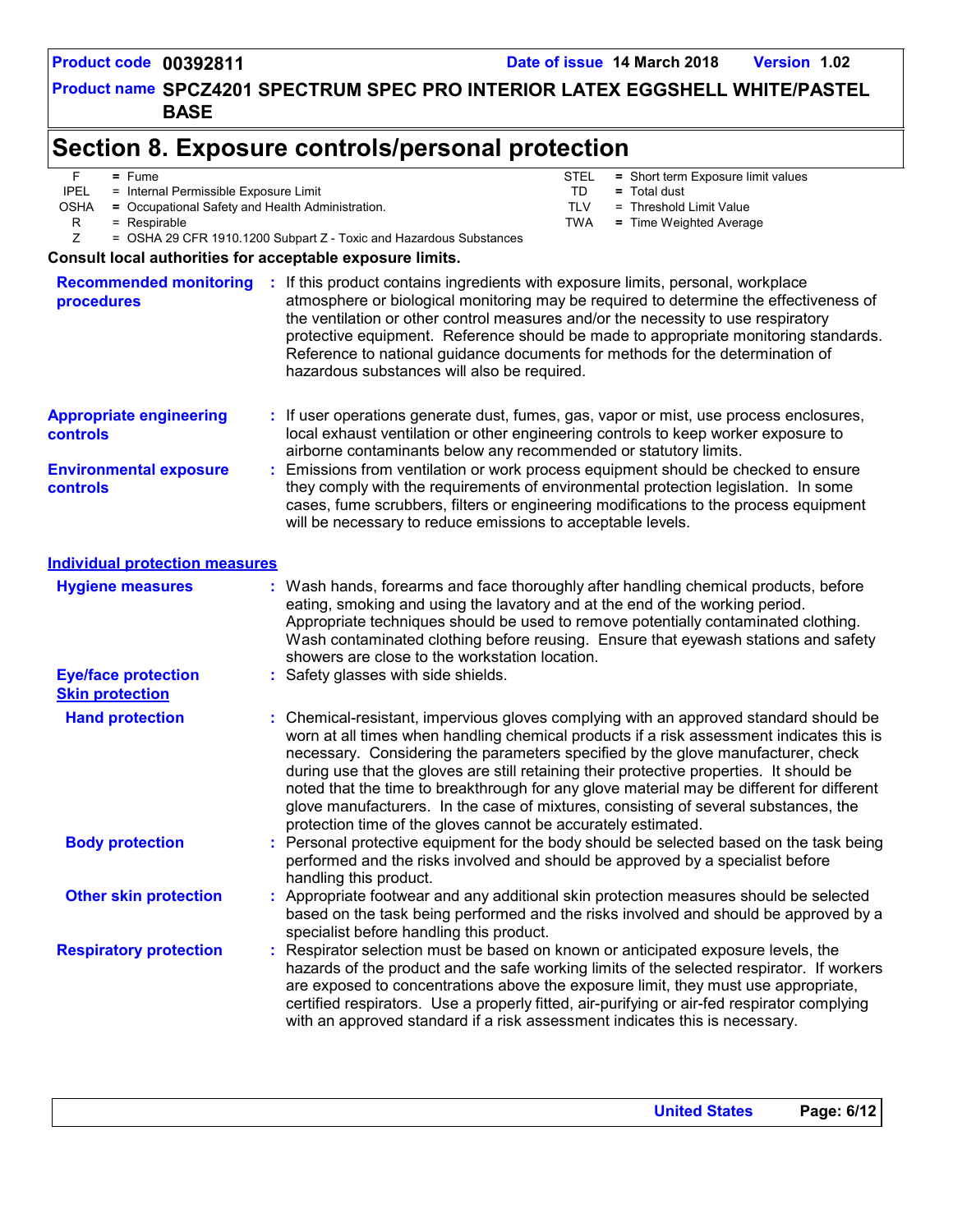# Section 8. Exposure controls/personal protection

| | | | |
|---|---|---|---|
| F = Fume | | STEL = Short term Exposure limit values | |
| IPEL = Internal Permissible Exposure Limit | | TD = Total dust | |
| OSHA = Occupational Safety and Health Administration. | | TLV = Threshold Limit Value | |
| R = Respirable | | TWA = Time Weighted Average | |
| Z = OSHA 29 CFR 1910.1200 Subpart Z - Toxic and Hazardous Substances | | | |

**Consult local authorities for acceptable exposure limits.**

**Recommended monitoring procedures** : If this product contains ingredients with exposure limits, personal, workplace atmosphere or biological monitoring may be required to determine the effectiveness of the ventilation or other control measures and/or the necessity to use respiratory protective equipment. Reference should be made to appropriate monitoring standards. Reference to national guidance documents for methods for the determination of hazardous substances will also be required.

**Appropriate engineering controls** : If user operations generate dust, fumes, gas, vapor or mist, use process enclosures, local exhaust ventilation or other engineering controls to keep worker exposure to airborne contaminants below any recommended or statutory limits.

**Environmental exposure controls** : Emissions from ventilation or work process equipment should be checked to ensure they comply with the requirements of environmental protection legislation. In some cases, fume scrubbers, filters or engineering modifications to the process equipment will be necessary to reduce emissions to acceptable levels.

## Individual protection measures

**Hygiene measures** : Wash hands, forearms and face thoroughly after handling chemical products, before eating, smoking and using the lavatory and at the end of the working period. Appropriate techniques should be used to remove potentially contaminated clothing. Wash contaminated clothing before reusing. Ensure that eyewash stations and safety showers are close to the workstation location.

**Eye/face protection** : Safety glasses with side shields.

### Skin protection

**Hand protection** : Chemical-resistant, impervious gloves complying with an approved standard should be worn at all times when handling chemical products if a risk assessment indicates this is necessary. Considering the parameters specified by the glove manufacturer, check during use that the gloves are still retaining their protective properties. It should be noted that the time to breakthrough for any glove material may be different for different glove manufacturers. In the case of mixtures, consisting of several substances, the protection time of the gloves cannot be accurately estimated.

**Body protection** : Personal protective equipment for the body should be selected based on the task being performed and the risks involved and should be approved by a specialist before handling this product.

**Other skin protection** : Appropriate footwear and any additional skin protection measures should be selected based on the task being performed and the risks involved and should be approved by a specialist before handling this product.

**Respiratory protection** : Respirator selection must be based on known or anticipated exposure levels, the hazards of the product and the safe working limits of the selected respirator. If workers are exposed to concentrations above the exposure limit, they must use appropriate, certified respirators. Use a properly fitted, air-purifying or air-fed respirator complying with an approved standard if a risk assessment indicates this is necessary.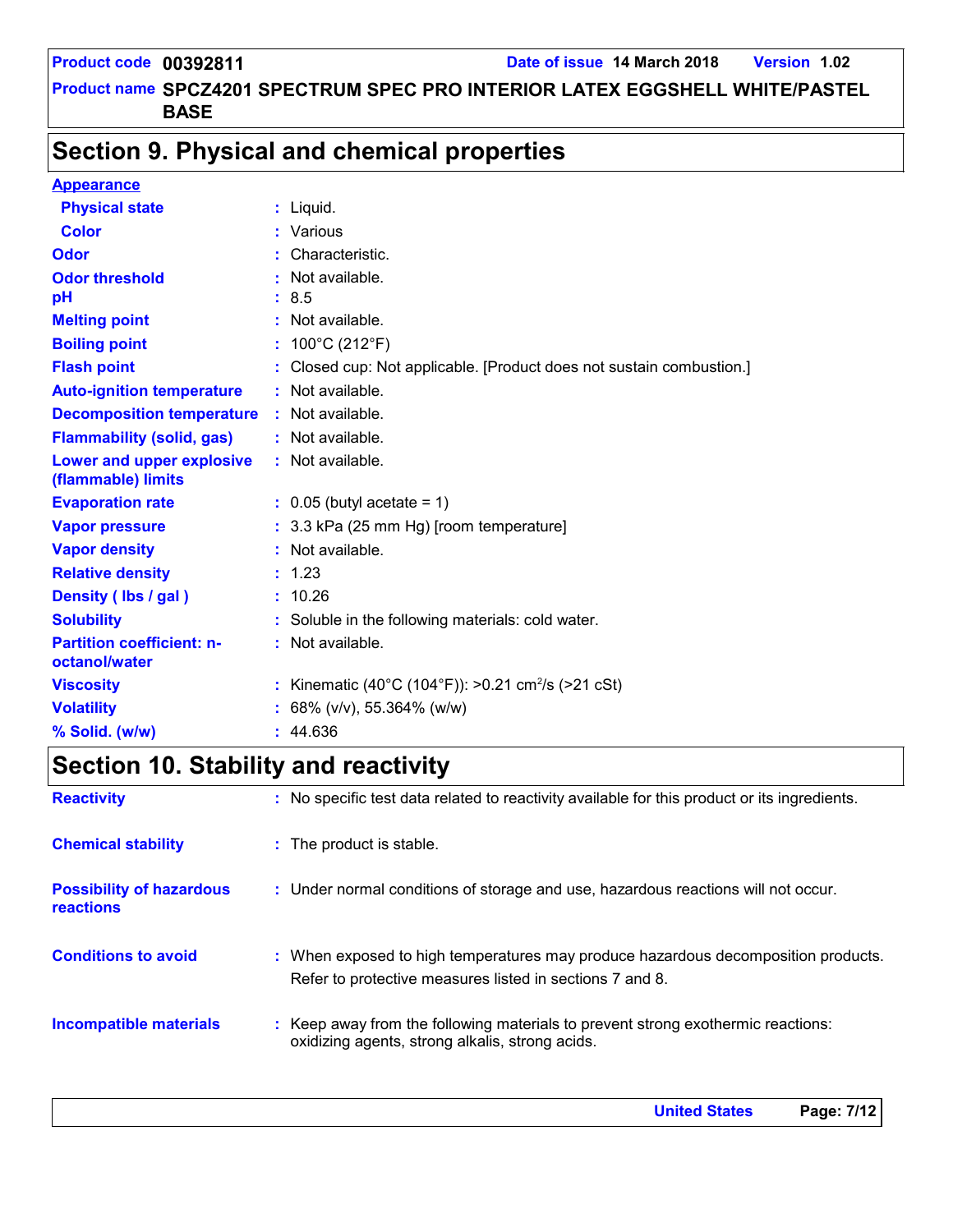## Section 9. Physical and chemical properties

**Appearance**

| | | |
|---|---|---|
| **Physical state** | : | Liquid. |
| **Color** | : | Various |
| **Odor** | : | Characteristic. |
| **Odor threshold** | : | Not available. |
| **pH** | : | 8.5 |
| **Melting point** | : | Not available. |
| **Boiling point** | : | 100°C (212°F) |
| **Flash point** | : | Closed cup: Not applicable. [Product does not sustain combustion.] |
| **Auto-ignition temperature** | : | Not available. |
| **Decomposition temperature** | : | Not available. |
| **Flammability (solid, gas)** | : | Not available. |
| **Lower and upper explosive (flammable) limits** | : | Not available. |
| **Evaporation rate** | : | 0.05 (butyl acetate = 1) |
| **Vapor pressure** | : | 3.3 kPa (25 mm Hg) [room temperature] |
| **Vapor density** | : | Not available. |
| **Relative density** | : | 1.23 |
| **Density ( lbs / gal )** | : | 10.26 |
| **Solubility** | : | Soluble in the following materials: cold water. |
| **Partition coefficient: n-octanol/water** | : | Not available. |
| **Viscosity** | : | Kinematic (40°C (104°F)): >0.21 $cm^2/s$ (>21 cSt) |
| **Volatility** | : | 68% (v/v), 55.364% (w/w) |
| **% Solid. (w/w)** | : | 44.636 |

## Section 10. Stability and reactivity

| | | |
|---|---|---|
| **Reactivity** | : | No specific test data related to reactivity available for this product or its ingredients. |
| **Chemical stability** | : | The product is stable. |
| **Possibility of hazardous reactions** | : | Under normal conditions of storage and use, hazardous reactions will not occur. |
| **Conditions to avoid** | : | When exposed to high temperatures may produce hazardous decomposition products. Refer to protective measures listed in sections 7 and 8. |
| **Incompatible materials** | : | Keep away from the following materials to prevent strong exothermic reactions: oxidizing agents, strong alkalis, strong acids. |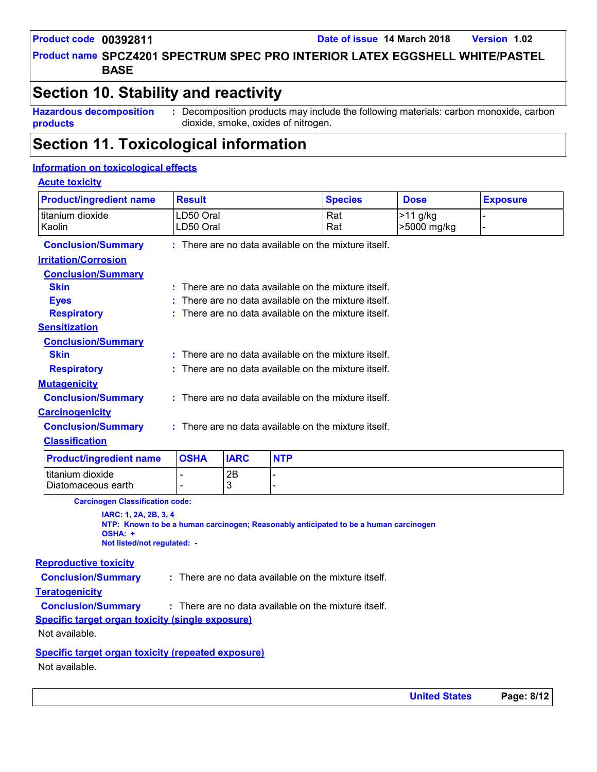# Section 10. Stability and reactivity

**Hazardous decomposition products** : Decomposition products may include the following materials: carbon monoxide, carbon dioxide, smoke, oxides of nitrogen.

# Section 11. Toxicological information

## Information on toxicological effects

### Acute toxicity

| Product/ingredient name | Result | Species | Dose | Exposure |
|---|---|---|---|---|
| titanium dioxide | LD50 Oral | Rat | >11 g/kg | - |
| Kaolin | LD50 Oral | Rat | >5000 mg/kg | - |

**Conclusion/Summary** : There are no data available on the mixture itself.

### Irritation/Corrosion

**Conclusion/Summary**

**Skin** : There are no data available on the mixture itself.

**Eyes** : There are no data available on the mixture itself.

**Respiratory** : There are no data available on the mixture itself.

### Sensitization

**Conclusion/Summary**

**Skin** : There are no data available on the mixture itself.

**Respiratory** : There are no data available on the mixture itself.

### Mutagenicity

**Conclusion/Summary** : There are no data available on the mixture itself.

### Carcinogenicity

**Conclusion/Summary** : There are no data available on the mixture itself.

**Classification**

| Product/ingredient name | OSHA | IARC | NTP |
|---|---|---|---|
| titanium dioxide | - | 2B | - |
| Diatomaceous earth | - | 3 | - |

**Carcinogen Classification code:**

**IARC: 1, 2A, 2B, 3, 4**
**NTP: Known to be a human carcinogen; Reasonably anticipated to be a human carcinogen**
**OSHA: +**
**Not listed/not regulated: -**

### Reproductive toxicity

**Conclusion/Summary** : There are no data available on the mixture itself.

### Teratogenicity

**Conclusion/Summary** : There are no data available on the mixture itself.

### Specific target organ toxicity (single exposure)

Not available.

### Specific target organ toxicity (repeated exposure)

Not available.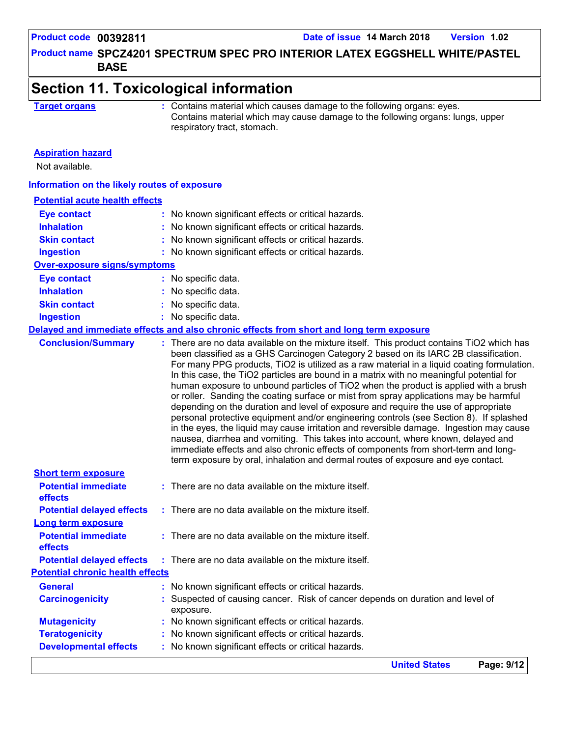## Section 11. Toxicological information

**Target organs** : Contains material which causes damage to the following organs: eyes.
Contains material which may cause damage to the following organs: lungs, upper respiratory tract, stomach.

**Aspiration hazard**

Not available.

### Information on the likely routes of exposure

**Potential acute health effects**

| | |
|---|---|
| **Eye contact** | No known significant effects or critical hazards. |
| **Inhalation** | No known significant effects or critical hazards. |
| **Skin contact** | No known significant effects or critical hazards. |
| **Ingestion** | No known significant effects or critical hazards. |

**Over-exposure signs/symptoms**

| | |
|---|---|
| **Eye contact** | No specific data. |
| **Inhalation** | No specific data. |
| **Skin contact** | No specific data. |
| **Ingestion** | No specific data. |

**Delayed and immediate effects and also chronic effects from short and long term exposure**

**Conclusion/Summary** : There are no data available on the mixture itself. This product contains $TiO_2$ which has been classified as a GHS Carcinogen Category 2 based on its IARC 2B classification. For many PPG products, $TiO_2$ is utilized as a raw material in a liquid coating formulation. In this case, the $TiO_2$ particles are bound in a matrix with no meaningful potential for human exposure to unbound particles of $TiO_2$ when the product is applied with a brush or roller. Sanding the coating surface or mist from spray applications may be harmful depending on the duration and level of exposure and require the use of appropriate personal protective equipment and/or engineering controls (see Section 8). If splashed in the eyes, the liquid may cause irritation and reversible damage. Ingestion may cause nausea, diarrhea and vomiting. This takes into account, where known, delayed and immediate effects and also chronic effects of components from short-term and long-term exposure by oral, inhalation and dermal routes of exposure and eye contact.

**Short term exposure**

| | |
|---|---|
| **Potential immediate effects** | There are no data available on the mixture itself. |
| **Potential delayed effects** | There are no data available on the mixture itself. |

**Long term exposure**

| | |
|---|---|
| **Potential immediate effects** | There are no data available on the mixture itself. |
| **Potential delayed effects** | There are no data available on the mixture itself. |

**Potential chronic health effects**

| | |
|---|---|
| **General** | No known significant effects or critical hazards. |
| **Carcinogenicity** | Suspected of causing cancer. Risk of cancer depends on duration and level of exposure. |
| **Mutagenicity** | No known significant effects or critical hazards. |
| **Teratogenicity** | No known significant effects or critical hazards. |
| **Developmental effects** | No known significant effects or critical hazards. |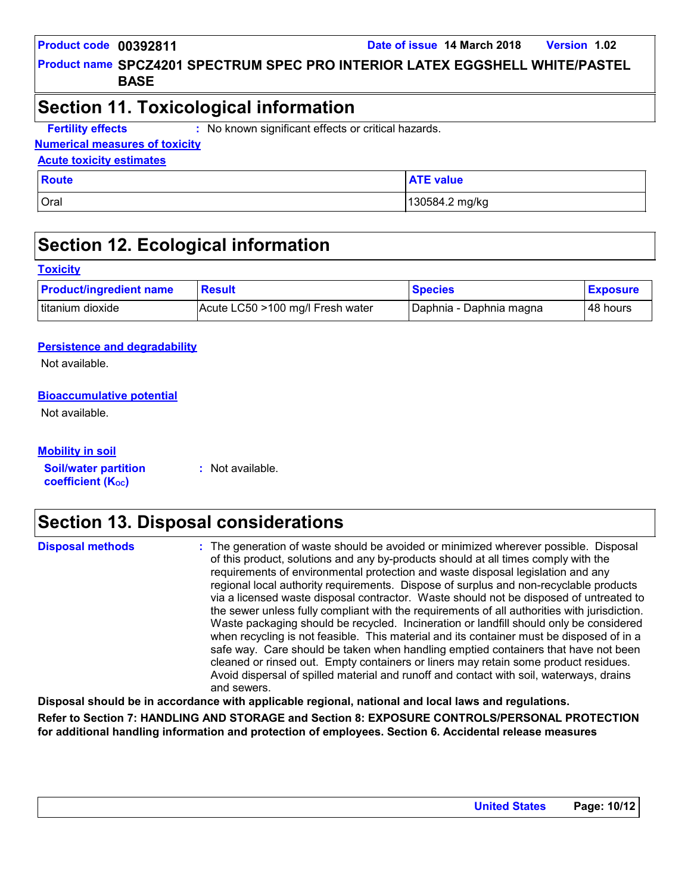## Section 11. Toxicological information

**Fertility effects** : No known significant effects or critical hazards.

**Numerical measures of toxicity**

**Acute toxicity estimates**

| Route | ATE value |
| --- | --- |
| Oral | 130584.2 mg/kg |

## Section 12. Ecological information

**Toxicity**

| Product/ingredient name | Result | Species | Exposure |
| --- | --- | --- | --- |
| titanium dioxide | Acute LC50 >100 mg/l Fresh water | Daphnia - Daphnia magna | 48 hours |

**Persistence and degradability**

Not available.

**Bioaccumulative potential**

Not available.

**Mobility in soil**

**Soil/water partition coefficient ($K_{OC}$)** : Not available.

## Section 13. Disposal considerations

**Disposal methods** : The generation of waste should be avoided or minimized wherever possible. Disposal of this product, solutions and any by-products should at all times comply with the requirements of environmental protection and waste disposal legislation and any regional local authority requirements. Dispose of surplus and non-recyclable products via a licensed waste disposal contractor. Waste should not be disposed of untreated to the sewer unless fully compliant with the requirements of all authorities with jurisdiction. Waste packaging should be recycled. Incineration or landfill should only be considered when recycling is not feasible. This material and its container must be disposed of in a safe way. Care should be taken when handling emptied containers that have not been cleaned or rinsed out. Empty containers or liners may retain some product residues. Avoid dispersal of spilled material and runoff and contact with soil, waterways, drains and sewers.

**Disposal should be in accordance with applicable regional, national and local laws and regulations.**

**Refer to Section 7: HANDLING AND STORAGE and Section 8: EXPOSURE CONTROLS/PERSONAL PROTECTION for additional handling information and protection of employees. Section 6. Accidental release measures**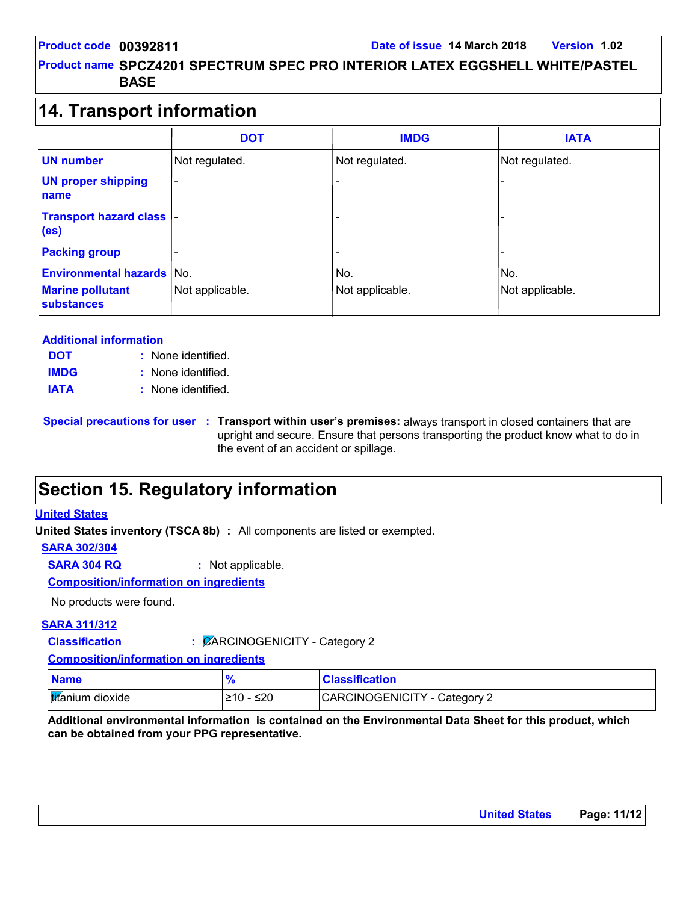Product code 00392811 | Date of issue 14 March 2018 | Version 1.02

Product name SPCZ4201 SPECTRUM SPEC PRO INTERIOR LATEX EGGSHELL WHITE/PASTEL BASE

## 14. Transport information

| | DOT | IMDG | IATA |
|---|---|---|---|
| **UN number** | Not regulated. | Not regulated. | Not regulated. |
| **UN proper shipping name** | - | - | - |
| **Transport hazard class (es)** | - | - | - |
| **Packing group** | - | - | - |
| **Environmental hazards** | No. | No. | No. |
| **Marine pollutant substances** | Not applicable. | Not applicable. | Not applicable. |

**Additional information**

**DOT** : None identified.

**IMDG** : None identified.

**IATA** : None identified.

**Special precautions for user** : **Transport within user's premises:** always transport in closed containers that are upright and secure. Ensure that persons transporting the product know what to do in the event of an accident or spillage.

## Section 15. Regulatory information

**United States**

**United States inventory (TSCA 8b)** : All components are listed or exempted.

**SARA 302/304**

**SARA 304 RQ** : Not applicable.

**Composition/information on ingredients**

No products were found.

**SARA 311/312**

**Classification** : CARCINOGENICITY - Category 2

**Composition/information on ingredients**

| Name | % | Classification |
|---|---|---|
| titanium dioxide | ≥10 - ≤20 | CARCINOGENICITY - Category 2 |

**Additional environmental information is contained on the Environmental Data Sheet for this product, which can be obtained from your PPG representative.**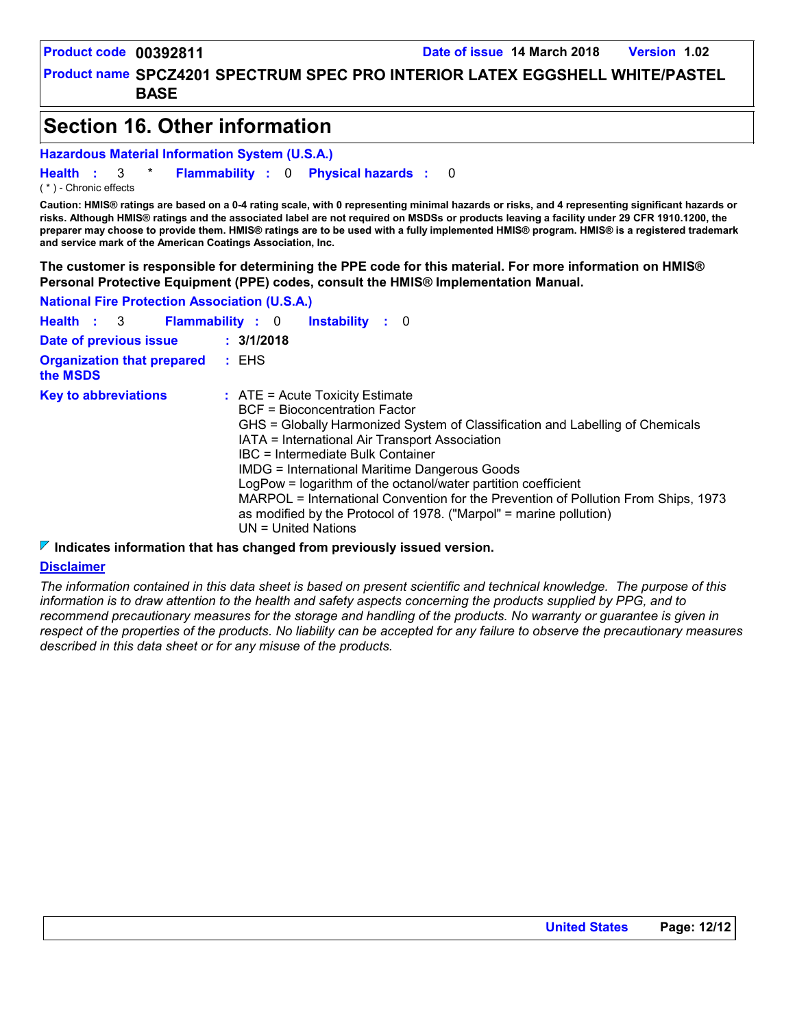# Section 16. Other information

**Hazardous Material Information System (U.S.A.)**

**Health** : 3 * **Flammability** : 0 **Physical hazards** : 0

( * ) - Chronic effects

**Caution: HMIS® ratings are based on a 0-4 rating scale, with 0 representing minimal hazards or risks, and 4 representing significant hazards or risks. Although HMIS® ratings and the associated label are not required on MSDSs or products leaving a facility under 29 CFR 1910.1200, the preparer may choose to provide them. HMIS® ratings are to be used with a fully implemented HMIS® program. HMIS® is a registered trademark and service mark of the American Coatings Association, Inc.**

**The customer is responsible for determining the PPE code for this material. For more information on HMIS® Personal Protective Equipment (PPE) codes, consult the HMIS® Implementation Manual.**

**National Fire Protection Association (U.S.A.)**

**Health** : 3 **Flammability** : 0 **Instability** : 0

**Date of previous issue** : **3/1/2018**

**Organization that prepared the MSDS** : EHS

**Key to abbreviations** :
ATE = Acute Toxicity Estimate
BCF = Bioconcentration Factor
GHS = Globally Harmonized System of Classification and Labelling of Chemicals
IATA = International Air Transport Association
IBC = Intermediate Bulk Container
IMDG = International Maritime Dangerous Goods
LogPow = logarithm of the octanol/water partition coefficient
MARPOL = International Convention for the Prevention of Pollution From Ships, 1973 as modified by the Protocol of 1978. ("Marpol" = marine pollution)
UN = United Nations

**Indicates information that has changed from previously issued version.**

**Disclaimer**

*The information contained in this data sheet is based on present scientific and technical knowledge. The purpose of this information is to draw attention to the health and safety aspects concerning the products supplied by PPG, and to recommend precautionary measures for the storage and handling of the products. No warranty or guarantee is given in respect of the properties of the products. No liability can be accepted for any failure to observe the precautionary measures described in this data sheet or for any misuse of the products.*